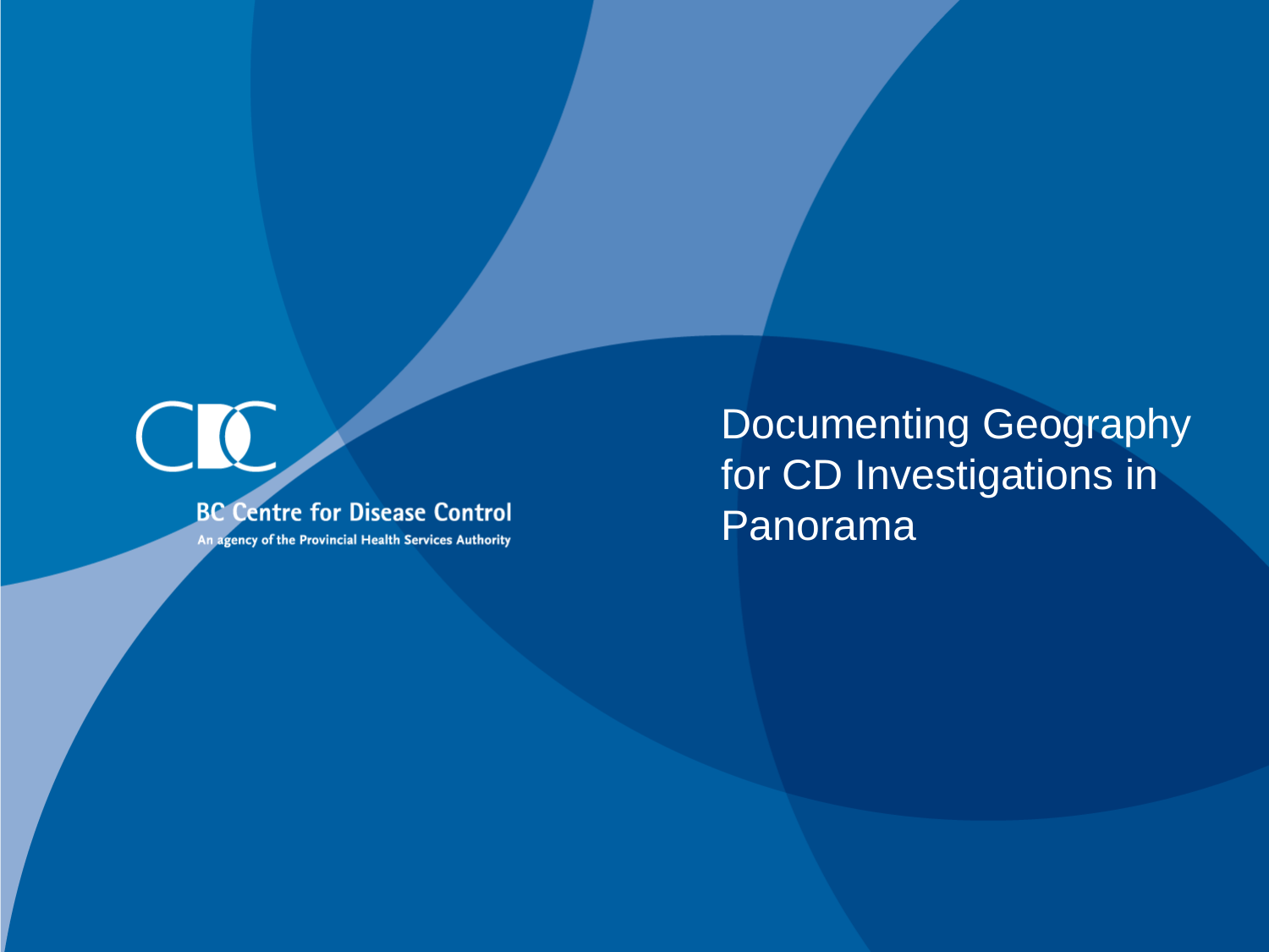BC Centre for Disease Control

An agency of the Provincial Health Services Authority

# Documenting Geography for CD Investigations in Panorama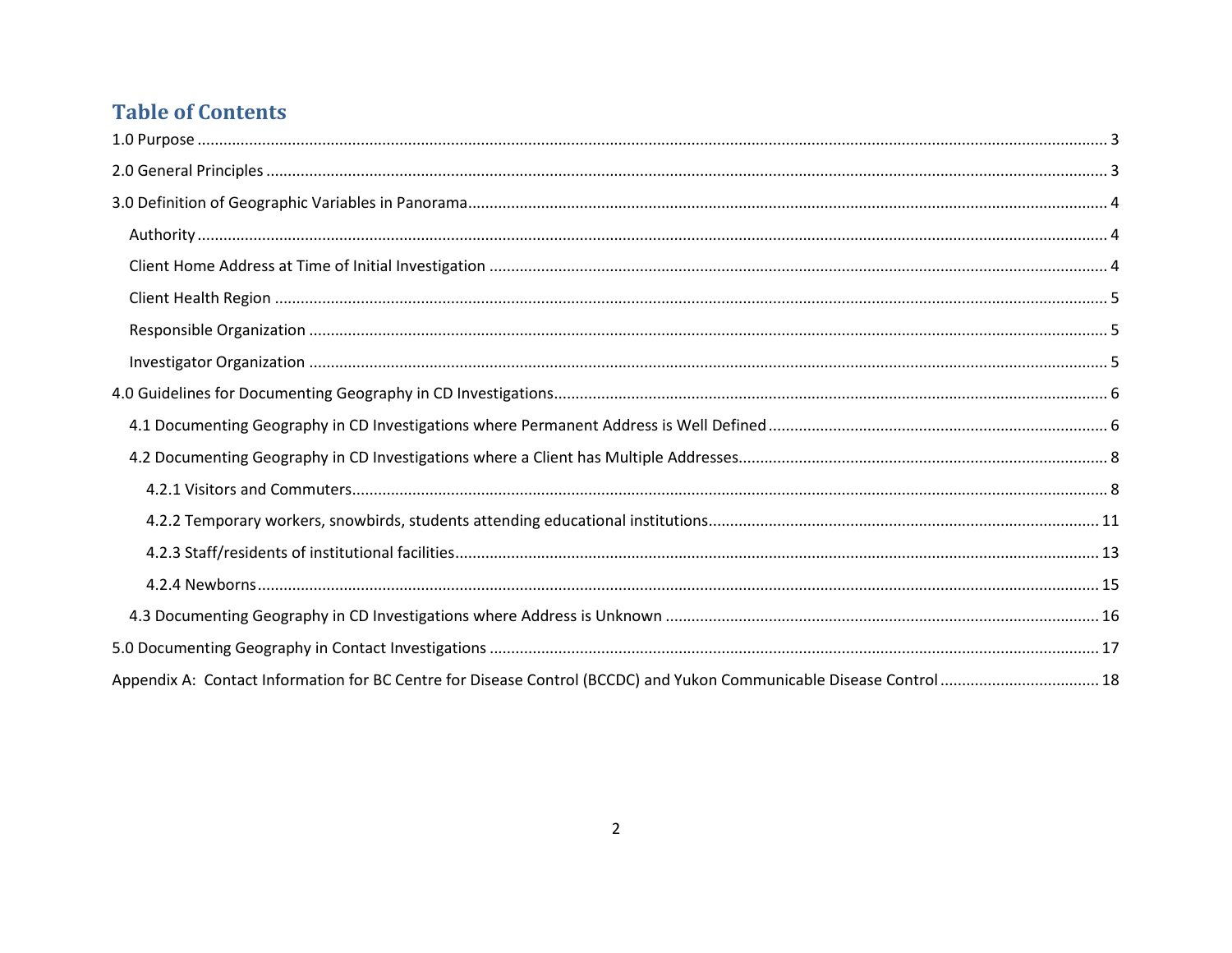# Table of Contents

1.0 Purpose ..... 3

2.0 General Principles ..... 3

3.0 Definition of Geographic Variables in Panorama ..... 4

- Authority ..... 4
- Client Home Address at Time of Initial Investigation ..... 4
- Client Health Region ..... 5
- Responsible Organization ..... 5
- Investigator Organization ..... 5

4.0 Guidelines for Documenting Geography in CD Investigations ..... 6

- 4.1 Documenting Geography in CD Investigations where Permanent Address is Well Defined ..... 6
- 4.2 Documenting Geography in CD Investigations where a Client has Multiple Addresses ..... 8
  - 4.2.1 Visitors and Commuters ..... 8
  - 4.2.2 Temporary workers, snowbirds, students attending educational institutions ..... 11
  - 4.2.3 Staff/residents of institutional facilities ..... 13
  - 4.2.4 Newborns ..... 15
- 4.3 Documenting Geography in CD Investigations where Address is Unknown ..... 16

5.0 Documenting Geography in Contact Investigations ..... 17

Appendix A: Contact Information for BC Centre for Disease Control (BCCDC) and Yukon Communicable Disease Control ..... 18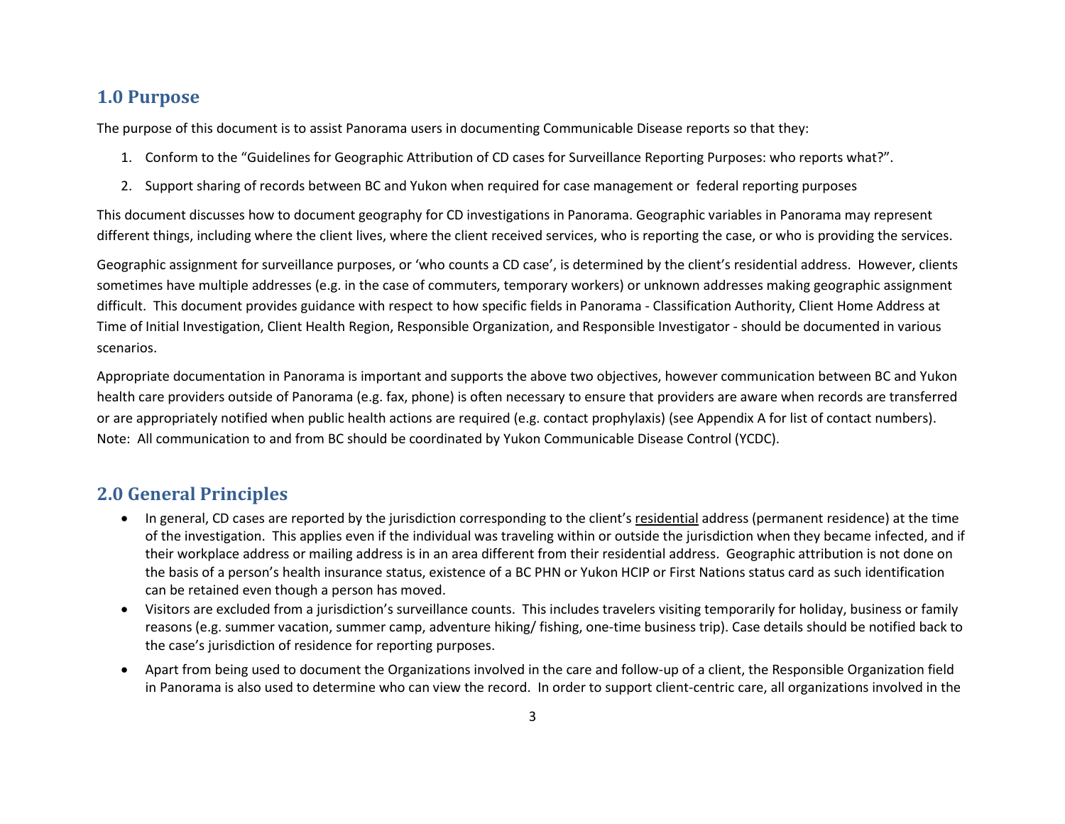## 1.0 Purpose

The purpose of this document is to assist Panorama users in documenting Communicable Disease reports so that they:

1. Conform to the "Guidelines for Geographic Attribution of CD cases for Surveillance Reporting Purposes: who reports what?".
2. Support sharing of records between BC and Yukon when required for case management or federal reporting purposes

This document discusses how to document geography for CD investigations in Panorama. Geographic variables in Panorama may represent different things, including where the client lives, where the client received services, who is reporting the case, or who is providing the services.

Geographic assignment for surveillance purposes, or 'who counts a CD case', is determined by the client's residential address. However, clients sometimes have multiple addresses (e.g. in the case of commuters, temporary workers) or unknown addresses making geographic assignment difficult. This document provides guidance with respect to how specific fields in Panorama - Classification Authority, Client Home Address at Time of Initial Investigation, Client Health Region, Responsible Organization, and Responsible Investigator - should be documented in various scenarios.

Appropriate documentation in Panorama is important and supports the above two objectives, however communication between BC and Yukon health care providers outside of Panorama (e.g. fax, phone) is often necessary to ensure that providers are aware when records are transferred or are appropriately notified when public health actions are required (e.g. contact prophylaxis) (see Appendix A for list of contact numbers). Note: All communication to and from BC should be coordinated by Yukon Communicable Disease Control (YCDC).

## 2.0 General Principles

- In general, CD cases are reported by the jurisdiction corresponding to the client's residential address (permanent residence) at the time of the investigation. This applies even if the individual was traveling within or outside the jurisdiction when they became infected, and if their workplace address or mailing address is in an area different from their residential address. Geographic attribution is not done on the basis of a person's health insurance status, existence of a BC PHN or Yukon HCIP or First Nations status card as such identification can be retained even though a person has moved.
- Visitors are excluded from a jurisdiction's surveillance counts. This includes travelers visiting temporarily for holiday, business or family reasons (e.g. summer vacation, summer camp, adventure hiking/ fishing, one-time business trip). Case details should be notified back to the case's jurisdiction of residence for reporting purposes.
- Apart from being used to document the Organizations involved in the care and follow-up of a client, the Responsible Organization field in Panorama is also used to determine who can view the record. In order to support client-centric care, all organizations involved in the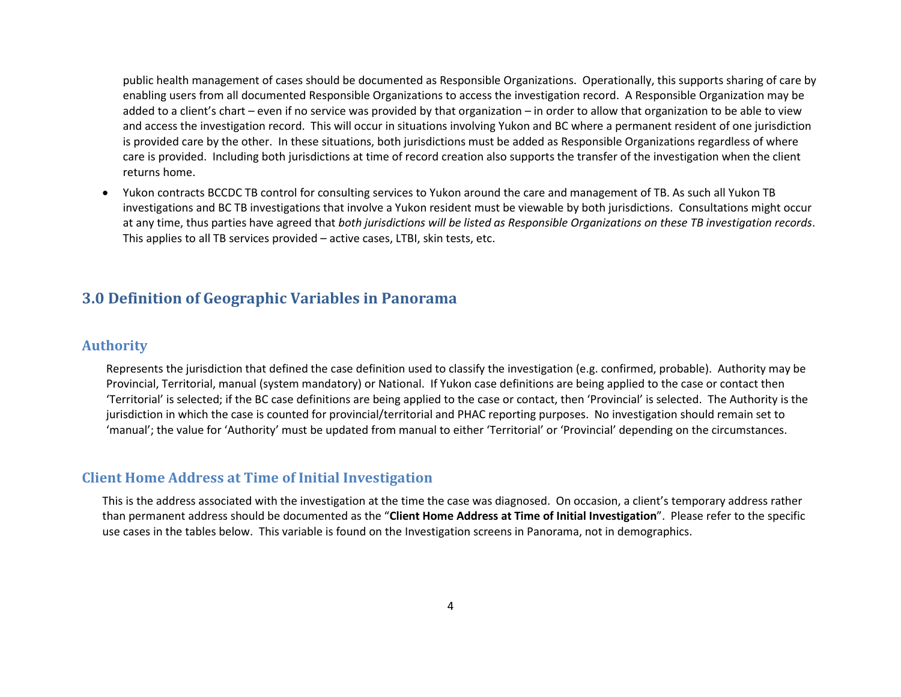public health management of cases should be documented as Responsible Organizations. Operationally, this supports sharing of care by enabling users from all documented Responsible Organizations to access the investigation record. A Responsible Organization may be added to a client's chart – even if no service was provided by that organization – in order to allow that organization to be able to view and access the investigation record. This will occur in situations involving Yukon and BC where a permanent resident of one jurisdiction is provided care by the other. In these situations, both jurisdictions must be added as Responsible Organizations regardless of where care is provided. Including both jurisdictions at time of record creation also supports the transfer of the investigation when the client returns home.

- Yukon contracts BCCDC TB control for consulting services to Yukon around the care and management of TB. As such all Yukon TB investigations and BC TB investigations that involve a Yukon resident must be viewable by both jurisdictions. Consultations might occur at any time, thus parties have agreed that *both jurisdictions will be listed as Responsible Organizations on these TB investigation records*. This applies to all TB services provided – active cases, LTBI, skin tests, etc.

# 3.0 Definition of Geographic Variables in Panorama

## Authority

Represents the jurisdiction that defined the case definition used to classify the investigation (e.g. confirmed, probable). Authority may be Provincial, Territorial, manual (system mandatory) or National. If Yukon case definitions are being applied to the case or contact then 'Territorial' is selected; if the BC case definitions are being applied to the case or contact, then 'Provincial' is selected. The Authority is the jurisdiction in which the case is counted for provincial/territorial and PHAC reporting purposes. No investigation should remain set to 'manual'; the value for 'Authority' must be updated from manual to either 'Territorial' or 'Provincial' depending on the circumstances.

## Client Home Address at Time of Initial Investigation

This is the address associated with the investigation at the time the case was diagnosed. On occasion, a client's temporary address rather than permanent address should be documented as the "**Client Home Address at Time of Initial Investigation**". Please refer to the specific use cases in the tables below. This variable is found on the Investigation screens in Panorama, not in demographics.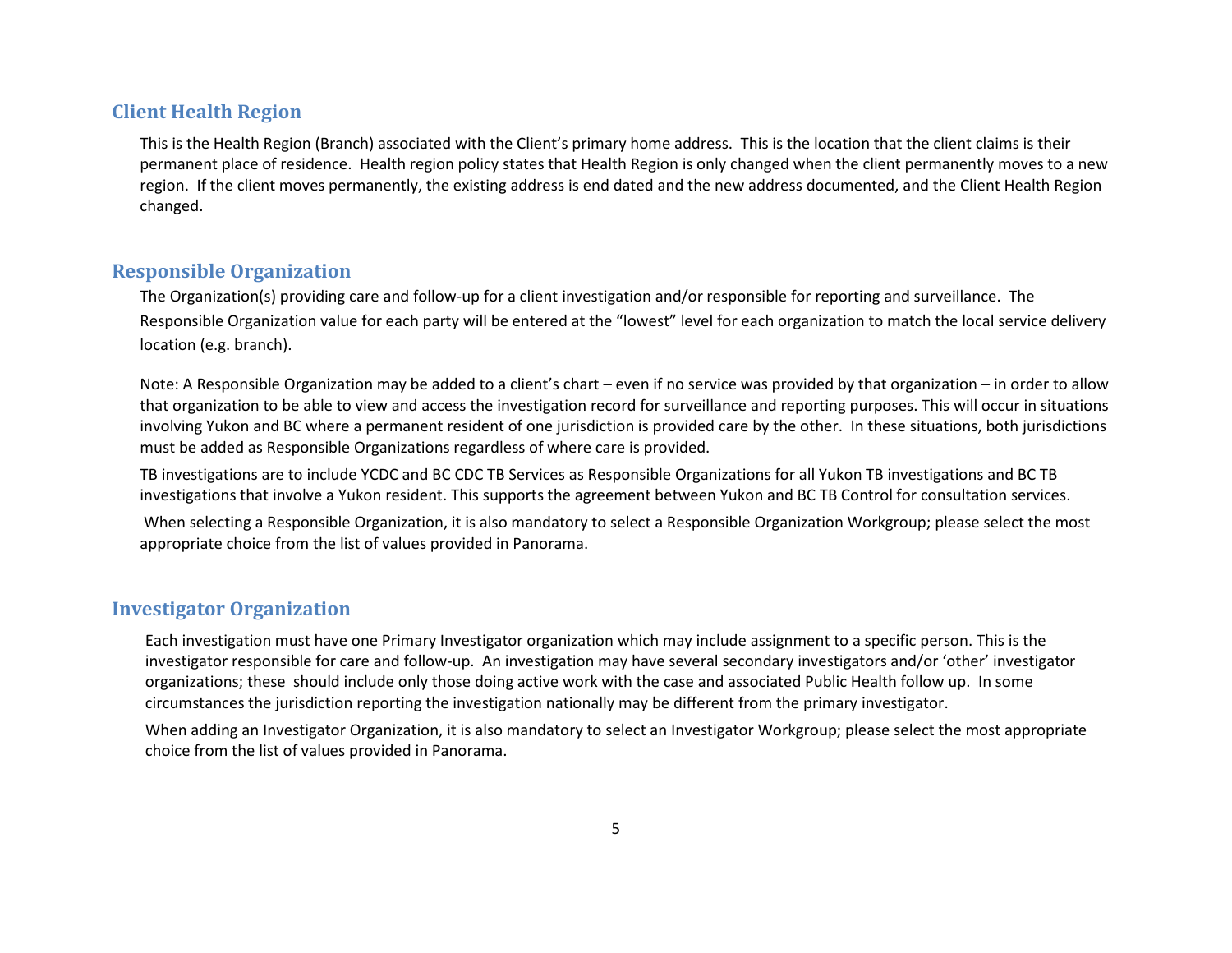## Client Health Region

This is the Health Region (Branch) associated with the Client's primary home address. This is the location that the client claims is their permanent place of residence. Health region policy states that Health Region is only changed when the client permanently moves to a new region. If the client moves permanently, the existing address is end dated and the new address documented, and the Client Health Region changed.

## Responsible Organization

The Organization(s) providing care and follow-up for a client investigation and/or responsible for reporting and surveillance. The Responsible Organization value for each party will be entered at the "lowest" level for each organization to match the local service delivery location (e.g. branch).

Note: A Responsible Organization may be added to a client's chart – even if no service was provided by that organization – in order to allow that organization to be able to view and access the investigation record for surveillance and reporting purposes. This will occur in situations involving Yukon and BC where a permanent resident of one jurisdiction is provided care by the other. In these situations, both jurisdictions must be added as Responsible Organizations regardless of where care is provided.

TB investigations are to include YCDC and BC CDC TB Services as Responsible Organizations for all Yukon TB investigations and BC TB investigations that involve a Yukon resident. This supports the agreement between Yukon and BC TB Control for consultation services.

When selecting a Responsible Organization, it is also mandatory to select a Responsible Organization Workgroup; please select the most appropriate choice from the list of values provided in Panorama.

## Investigator Organization

Each investigation must have one Primary Investigator organization which may include assignment to a specific person. This is the investigator responsible for care and follow-up. An investigation may have several secondary investigators and/or 'other' investigator organizations; these should include only those doing active work with the case and associated Public Health follow up. In some circumstances the jurisdiction reporting the investigation nationally may be different from the primary investigator.

When adding an Investigator Organization, it is also mandatory to select an Investigator Workgroup; please select the most appropriate choice from the list of values provided in Panorama.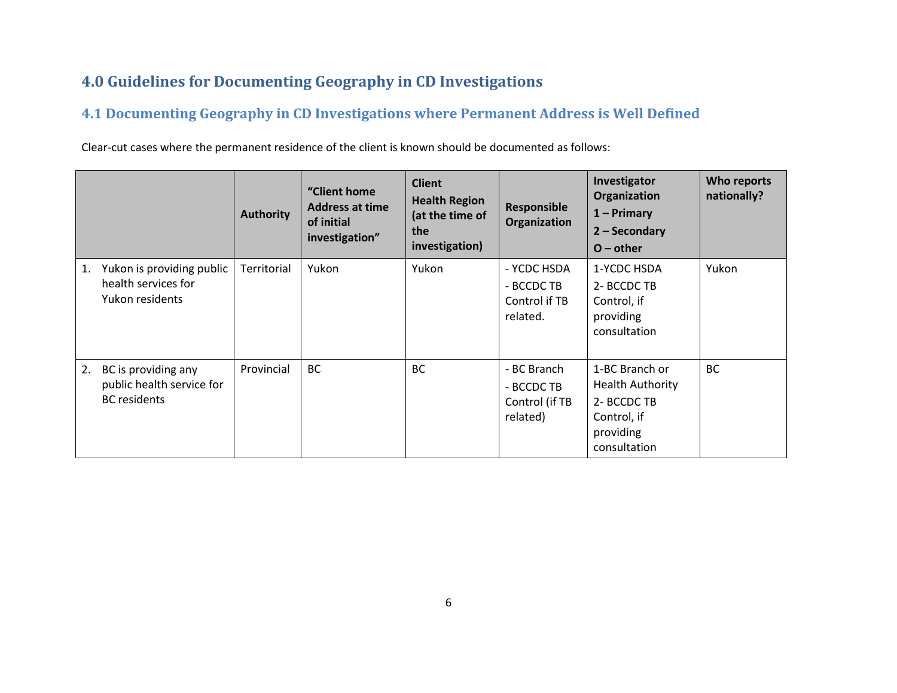# 4.0 Guidelines for Documenting Geography in CD Investigations

## 4.1 Documenting Geography in CD Investigations where Permanent Address is Well Defined

Clear-cut cases where the permanent residence of the client is known should be documented as follows:

| | Authority | "Client home Address at time of initial investigation" | Client Health Region (at the time of the investigation) | Responsible Organization | Investigator Organization<br>1 – Primary<br>2 – Secondary<br>O – other | Who reports nationally? |
|---|---|---|---|---|---|---|
| 1. Yukon is providing public health services for Yukon residents | Territorial | Yukon | Yukon | - YCDC HSDA<br>- BCCDC TB Control if TB related. | 1-YCDC HSDA<br>2- BCCDC TB Control, if providing consultation | Yukon |
| 2. BC is providing any public health service for BC residents | Provincial | BC | BC | - BC Branch<br>- BCCDC TB Control (if TB related) | 1-BC Branch or Health Authority<br>2- BCCDC TB Control, if providing consultation | BC |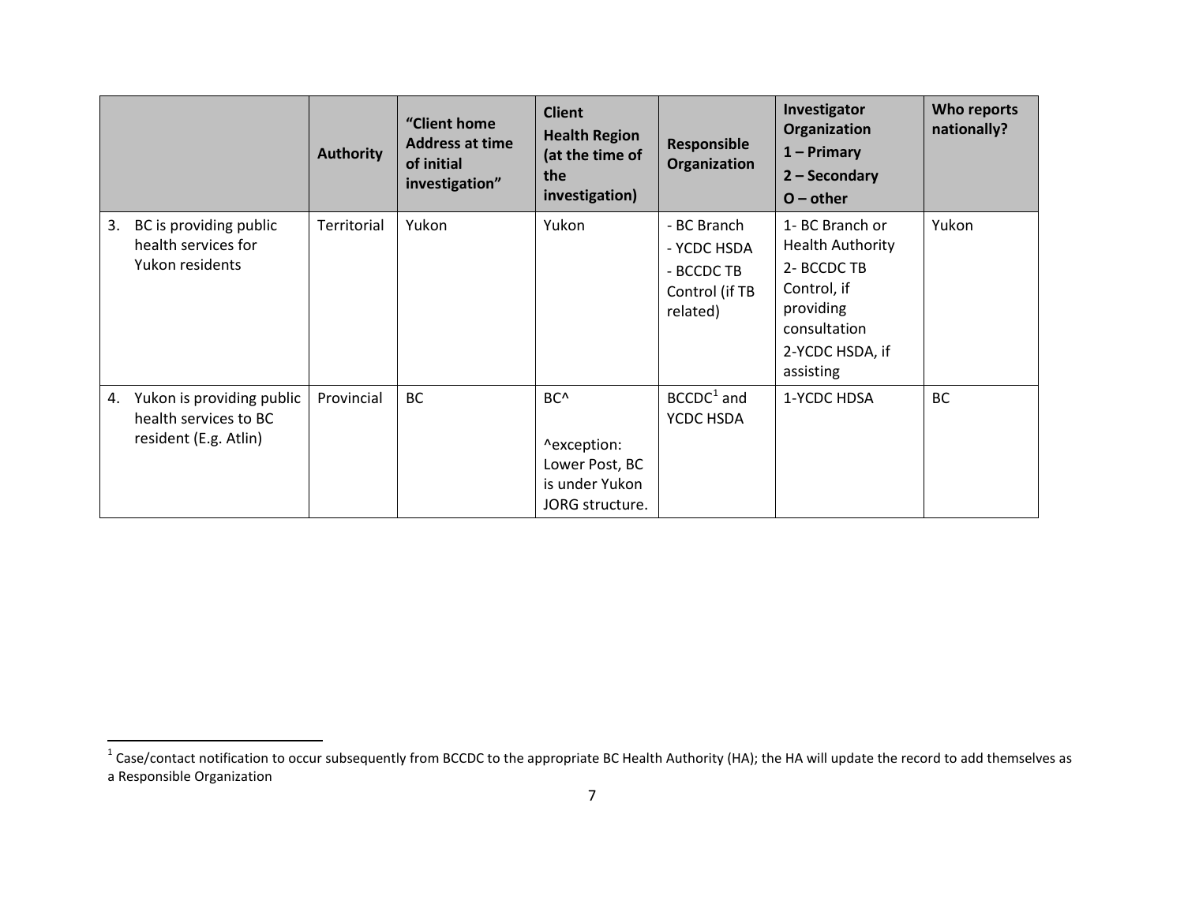| | Authority | "Client home Address at time of initial investigation" | Client Health Region (at the time of the investigation) | Responsible Organization | Investigator Organization<br>1 – Primary<br>2 – Secondary<br>O – other | Who reports nationally? |
|---|---|---|---|---|---|---|
| 3. BC is providing public health services for Yukon residents | Territorial | Yukon | Yukon | - BC Branch<br>- YCDC HSDA<br>- BCCDC TB Control (if TB related) | 1- BC Branch or Health Authority<br>2- BCCDC TB Control, if providing consultation<br>2-YCDC HSDA, if assisting | Yukon |
| 4. Yukon is providing public health services to BC resident (E.g. Atlin) | Provincial | BC | BC^<br><br>^exception: Lower Post, BC is under Yukon JORG structure. | BCCDC[1] and YCDC HSDA | 1-YCDC HDSA | BC |

[1] Case/contact notification to occur subsequently from BCCDC to the appropriate BC Health Authority (HA); the HA will update the record to add themselves as a Responsible Organization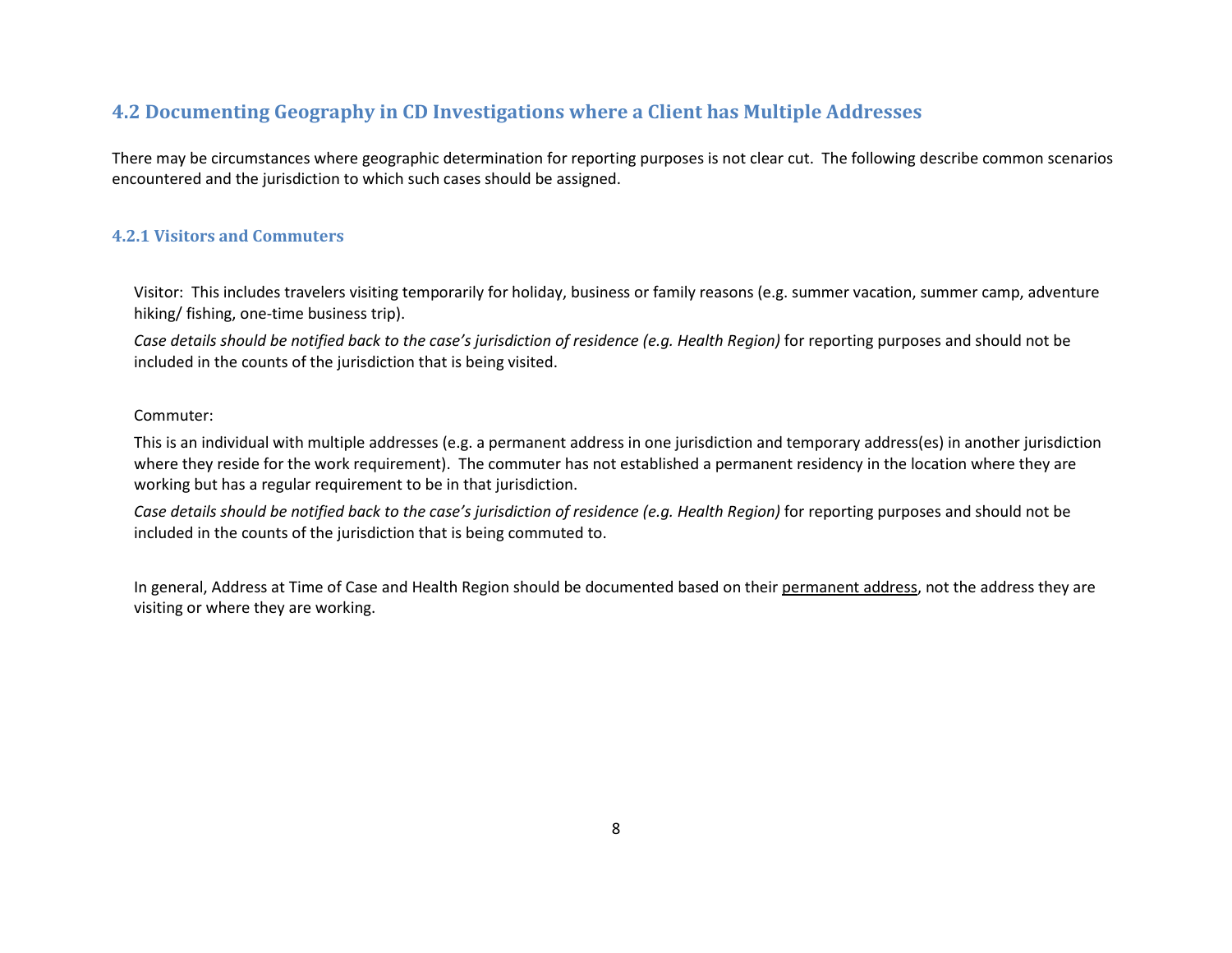## 4.2 Documenting Geography in CD Investigations where a Client has Multiple Addresses

There may be circumstances where geographic determination for reporting purposes is not clear cut. The following describe common scenarios encountered and the jurisdiction to which such cases should be assigned.

### 4.2.1 Visitors and Commuters

Visitor: This includes travelers visiting temporarily for holiday, business or family reasons (e.g. summer vacation, summer camp, adventure hiking/ fishing, one-time business trip).

*Case details should be notified back to the case's jurisdiction of residence (e.g. Health Region)* for reporting purposes and should not be included in the counts of the jurisdiction that is being visited.

Commuter:

This is an individual with multiple addresses (e.g. a permanent address in one jurisdiction and temporary address(es) in another jurisdiction where they reside for the work requirement). The commuter has not established a permanent residency in the location where they are working but has a regular requirement to be in that jurisdiction.

*Case details should be notified back to the case's jurisdiction of residence (e.g. Health Region)* for reporting purposes and should not be included in the counts of the jurisdiction that is being commuted to.

In general, Address at Time of Case and Health Region should be documented based on their <u>permanent address</u>, not the address they are visiting or where they are working.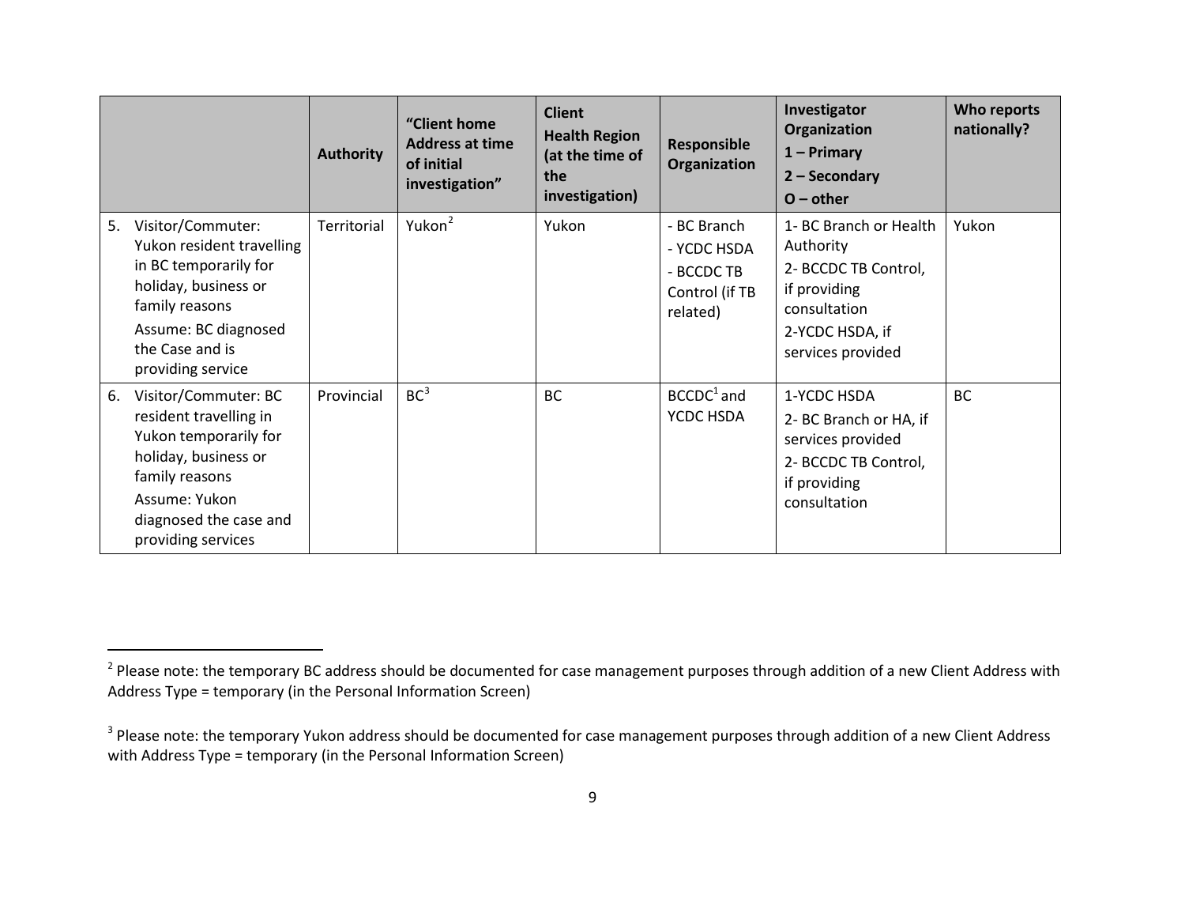| | Authority | "Client home Address at time of initial investigation" | Client Health Region (at the time of the investigation) | Responsible Organization | Investigator Organization<br>1 – Primary<br>2 – Secondary<br>O – other | Who reports nationally? |
|---|---|---|---|---|---|---|
| 5. Visitor/Commuter: Yukon resident travelling in BC temporarily for holiday, business or family reasons<br>Assume: BC diagnosed the Case and is providing service | Territorial | Yukon[2] | Yukon | - BC Branch<br>- YCDC HSDA<br>- BCCDC TB Control (if TB related) | 1- BC Branch or Health Authority<br>2- BCCDC TB Control, if providing consultation<br>2-YCDC HSDA, if services provided | Yukon |
| 6. Visitor/Commuter: BC resident travelling in Yukon temporarily for holiday, business or family reasons<br>Assume: Yukon diagnosed the case and providing services | Provincial | BC[3] | BC | BCCDC[1] and YCDC HSDA | 1-YCDC HSDA<br>2- BC Branch or HA, if services provided<br>2- BCCDC TB Control, if providing consultation | BC |

[2] Please note: the temporary BC address should be documented for case management purposes through addition of a new Client Address with Address Type = temporary (in the Personal Information Screen)

[3] Please note: the temporary Yukon address should be documented for case management purposes through addition of a new Client Address with Address Type = temporary (in the Personal Information Screen)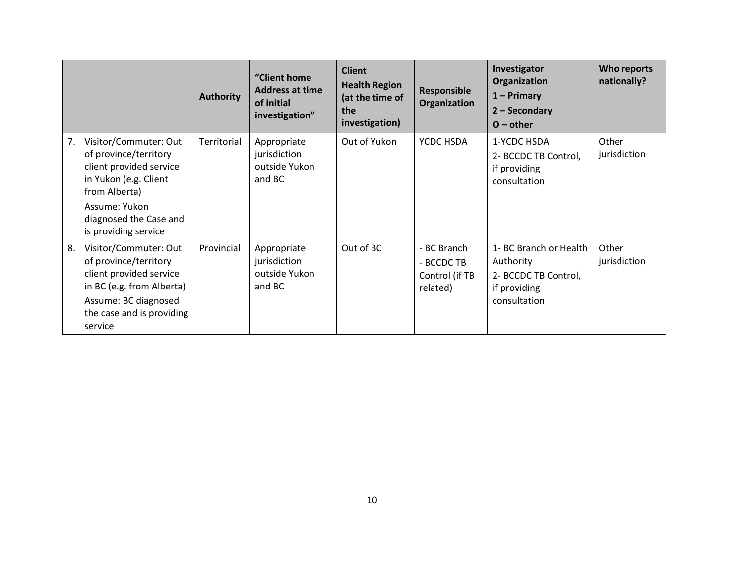| | Authority | "Client home Address at time of initial investigation" | Client Health Region (at the time of the investigation) | Responsible Organization | Investigator Organization<br>1 – Primary<br>2 – Secondary<br>O – other | Who reports nationally? |
|---|---|---|---|---|---|---|
| 7. Visitor/Commuter: Out of province/territory client provided service in Yukon (e.g. Client from Alberta)<br>Assume: Yukon diagnosed the Case and is providing service | Territorial | Appropriate jurisdiction outside Yukon and BC | Out of Yukon | YCDC HSDA | 1-YCDC HSDA<br>2- BCCDC TB Control, if providing consultation | Other jurisdiction |
| 8. Visitor/Commuter: Out of province/territory client provided service in BC (e.g. from Alberta)<br>Assume: BC diagnosed the case and is providing service | Provincial | Appropriate jurisdiction outside Yukon and BC | Out of BC | - BC Branch<br>- BCCDC TB Control (if TB related) | 1- BC Branch or Health Authority<br>2- BCCDC TB Control, if providing consultation | Other jurisdiction |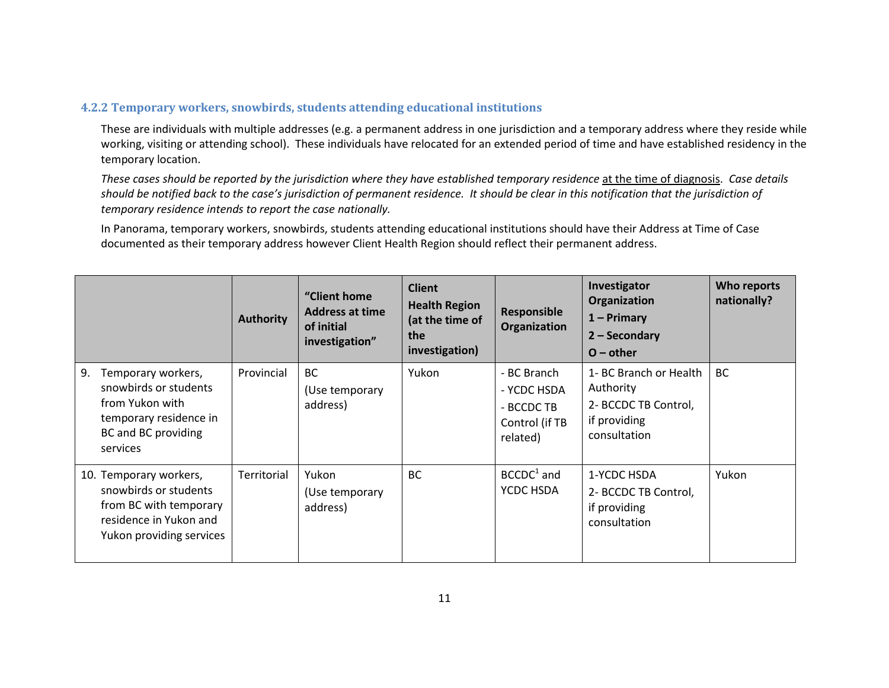### 4.2.2 Temporary workers, snowbirds, students attending educational institutions

These are individuals with multiple addresses (e.g. a permanent address in one jurisdiction and a temporary address where they reside while working, visiting or attending school). These individuals have relocated for an extended period of time and have established residency in the temporary location.

*These cases should be reported by the jurisdiction where they have established temporary residence* <u>at the time of diagnosis</u>. *Case details should be notified back to the case's jurisdiction of permanent residence. It should be clear in this notification that the jurisdiction of temporary residence intends to report the case nationally.*

In Panorama, temporary workers, snowbirds, students attending educational institutions should have their Address at Time of Case documented as their temporary address however Client Health Region should reflect their permanent address.

| | Authority | "Client home Address at time of initial investigation" | Client Health Region (at the time of the investigation) | Responsible Organization | Investigator Organization<br>1 – Primary<br>2 – Secondary<br>O – other | Who reports nationally? |
|---|---|---|---|---|---|---|
| 9. Temporary workers, snowbirds or students from Yukon with temporary residence in BC and BC providing services | Provincial | BC<br>(Use temporary address) | Yukon | - BC Branch<br>- YCDC HSDA<br>- BCCDC TB Control (if TB related) | 1- BC Branch or Health Authority<br>2- BCCDC TB Control, if providing consultation | BC |
| 10. Temporary workers, snowbirds or students from BC with temporary residence in Yukon and Yukon providing services | Territorial | Yukon<br>(Use temporary address) | BC | BCCDC[1] and YCDC HSDA | 1-YCDC HSDA<br>2- BCCDC TB Control, if providing consultation | Yukon |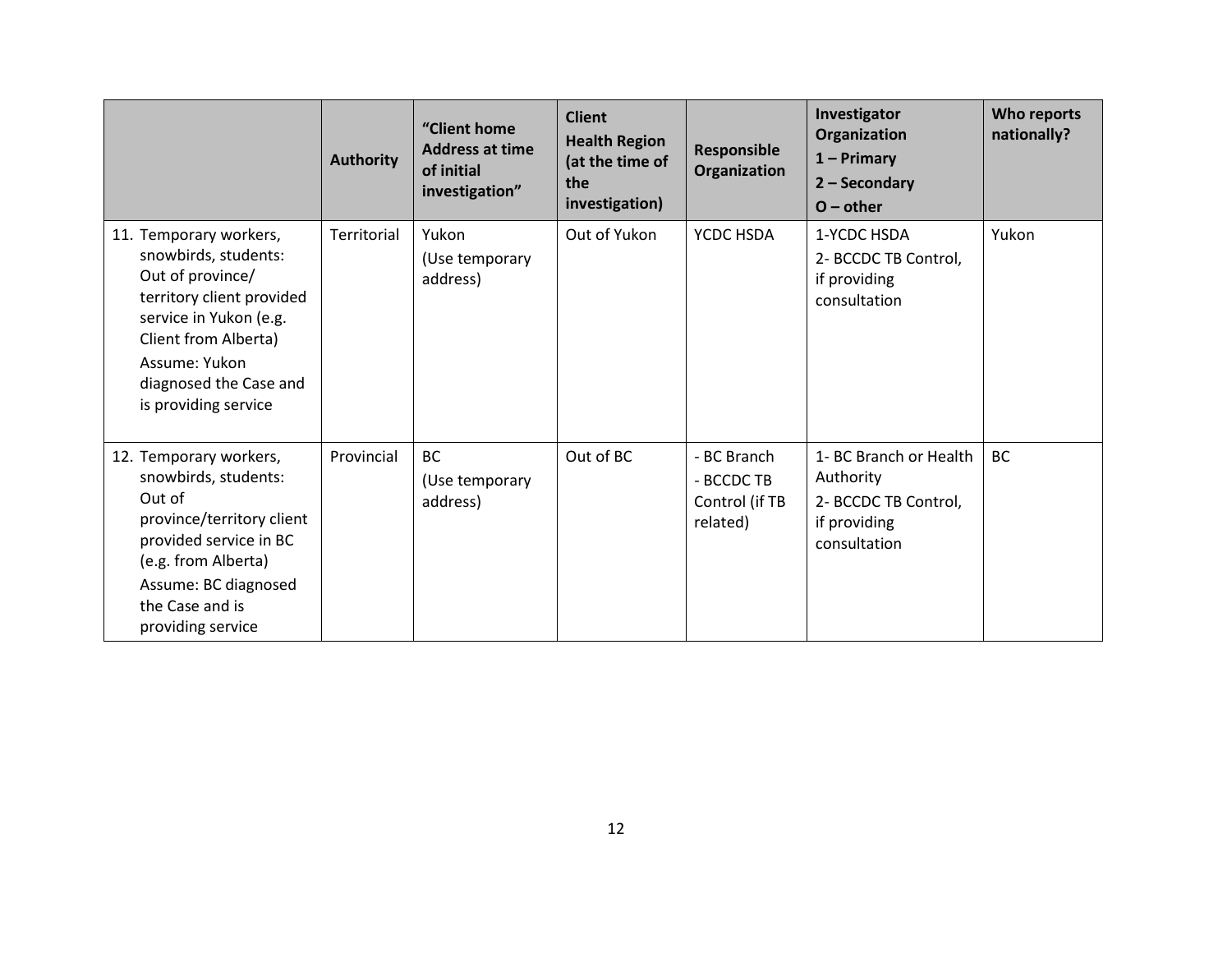| | Authority | "Client home Address at time of initial investigation" | Client Health Region (at the time of the investigation) | Responsible Organization | Investigator Organization<br>1 – Primary<br>2 – Secondary<br>O – other | Who reports nationally? |
|---|---|---|---|---|---|---|
| 11. Temporary workers, snowbirds, students: Out of province/ territory client provided service in Yukon (e.g. Client from Alberta)<br>Assume: Yukon diagnosed the Case and is providing service | Territorial | Yukon<br>(Use temporary address) | Out of Yukon | YCDC HSDA | 1-YCDC HSDA<br>2- BCCDC TB Control, if providing consultation | Yukon |
| 12. Temporary workers, snowbirds, students: Out of province/territory client provided service in BC (e.g. from Alberta)<br>Assume: BC diagnosed the Case and is providing service | Provincial | BC<br>(Use temporary address) | Out of BC | - BC Branch<br>- BCCDC TB Control (if TB related) | 1- BC Branch or Health Authority<br>2- BCCDC TB Control, if providing consultation | BC |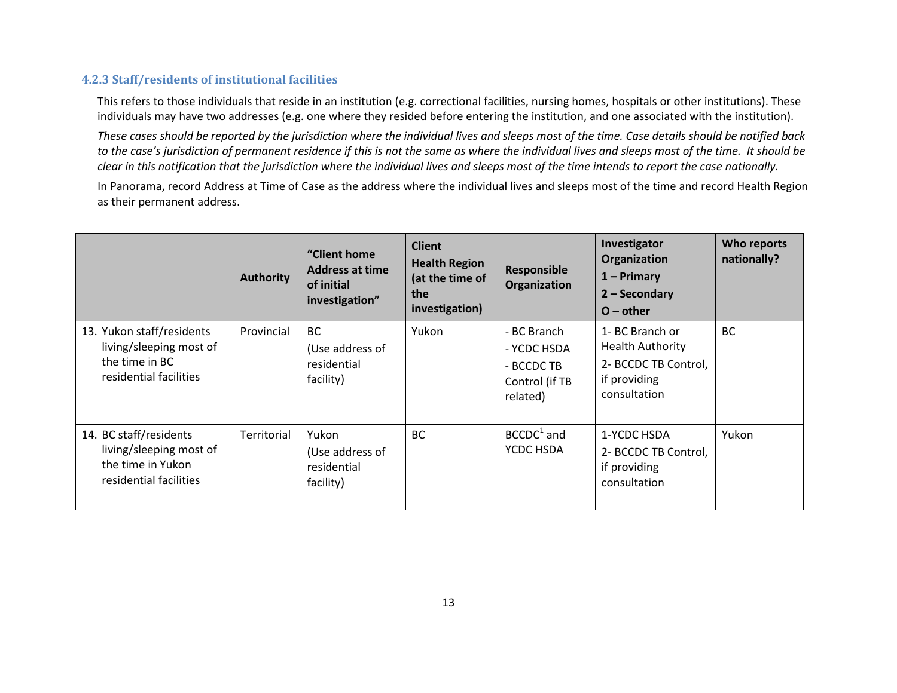### 4.2.3 Staff/residents of institutional facilities

This refers to those individuals that reside in an institution (e.g. correctional facilities, nursing homes, hospitals or other institutions). These individuals may have two addresses (e.g. one where they resided before entering the institution, and one associated with the institution).

*These cases should be reported by the jurisdiction where the individual lives and sleeps most of the time. Case details should be notified back to the case's jurisdiction of permanent residence if this is not the same as where the individual lives and sleeps most of the time. It should be clear in this notification that the jurisdiction where the individual lives and sleeps most of the time intends to report the case nationally.*

In Panorama, record Address at Time of Case as the address where the individual lives and sleeps most of the time and record Health Region as their permanent address.

| | **Authority** | **"Client home Address at time of initial investigation"** | **Client Health Region (at the time of the investigation)** | **Responsible Organization** | **Investigator Organization 1 – Primary 2 – Secondary O – other** | **Who reports nationally?** |
|---|---|---|---|---|---|---|
| 13. Yukon staff/residents living/sleeping most of the time in BC residential facilities | Provincial | BC (Use address of residential facility) | Yukon | - BC Branch<br>- YCDC HSDA<br>- BCCDC TB Control (if TB related) | 1- BC Branch or Health Authority<br>2- BCCDC TB Control, if providing consultation | BC |
| 14. BC staff/residents living/sleeping most of the time in Yukon residential facilities | Territorial | Yukon (Use address of residential facility) | BC | BCCDC[1] and YCDC HSDA | 1-YCDC HSDA<br>2- BCCDC TB Control, if providing consultation | Yukon |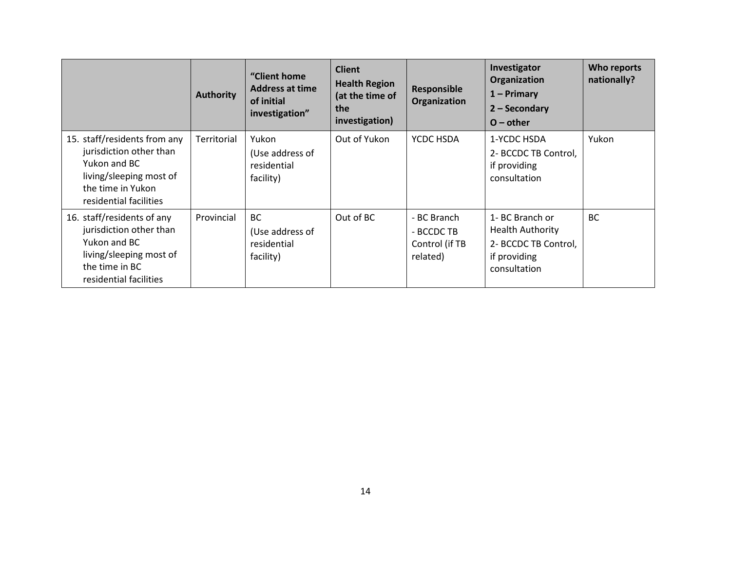| | Authority | "Client home Address at time of initial investigation" | Client Health Region (at the time of the investigation) | Responsible Organization | Investigator Organization 1 – Primary 2 – Secondary O – other | Who reports nationally? |
|---|---|---|---|---|---|---|
| 15. staff/residents from any jurisdiction other than Yukon and BC living/sleeping most of the time in Yukon residential facilities | Territorial | Yukon (Use address of residential facility) | Out of Yukon | YCDC HSDA | 1-YCDC HSDA 2- BCCDC TB Control, if providing consultation | Yukon |
| 16. staff/residents of any jurisdiction other than Yukon and BC living/sleeping most of the time in BC residential facilities | Provincial | BC (Use address of residential facility) | Out of BC | - BC Branch - BCCDC TB Control (if TB related) | 1- BC Branch or Health Authority 2- BCCDC TB Control, if providing consultation | BC |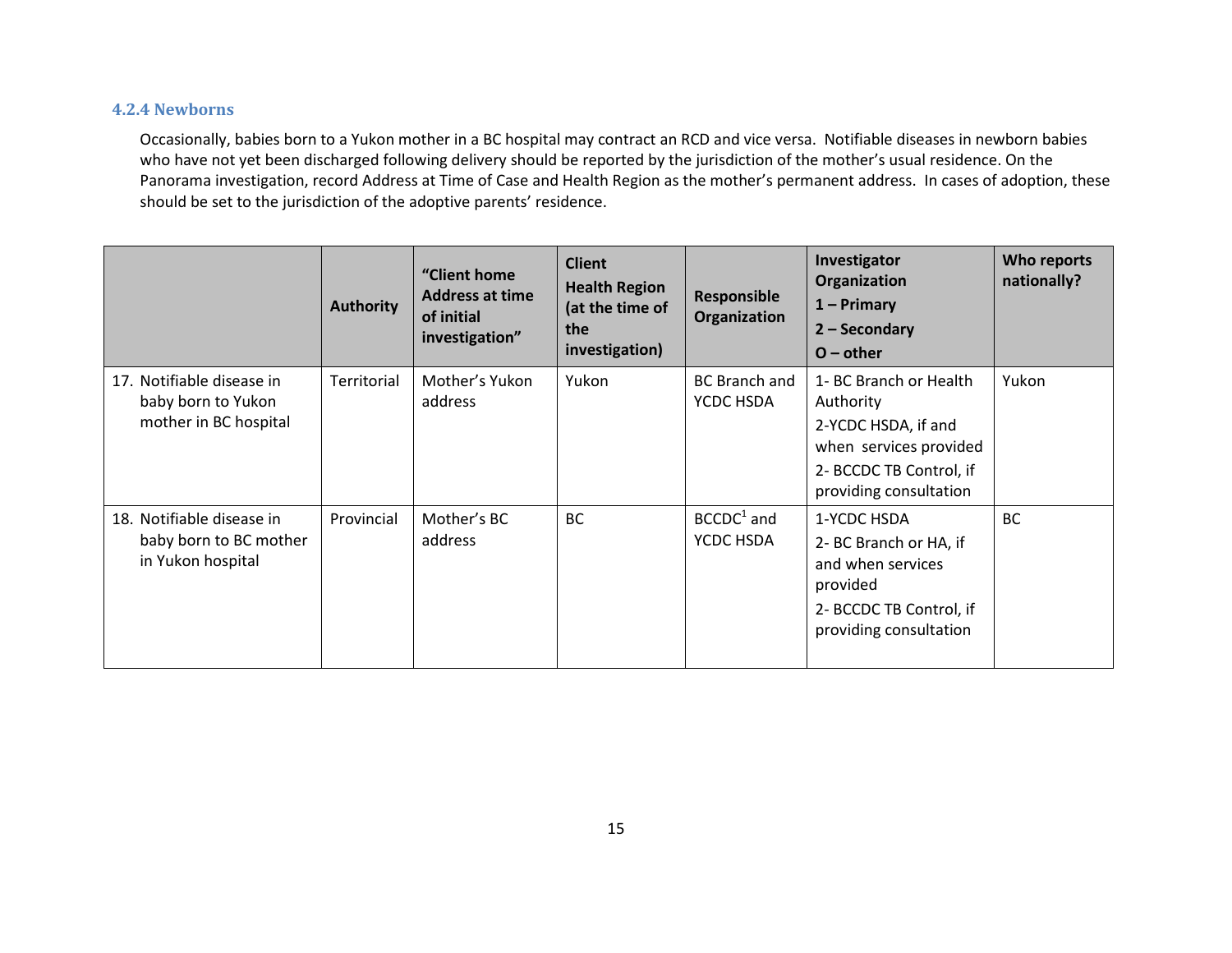### 4.2.4 Newborns

Occasionally, babies born to a Yukon mother in a BC hospital may contract an RCD and vice versa. Notifiable diseases in newborn babies who have not yet been discharged following delivery should be reported by the jurisdiction of the mother's usual residence. On the Panorama investigation, record Address at Time of Case and Health Region as the mother's permanent address. In cases of adoption, these should be set to the jurisdiction of the adoptive parents' residence.

| | **Authority** | **"Client home Address at time of initial investigation"** | **Client Health Region (at the time of the investigation)** | **Responsible Organization** | **Investigator Organization 1 – Primary 2 – Secondary O – other** | **Who reports nationally?** |
|---|---|---|---|---|---|---|
| 17. Notifiable disease in baby born to Yukon mother in BC hospital | Territorial | Mother's Yukon address | Yukon | BC Branch and YCDC HSDA | 1- BC Branch or Health Authority<br>2-YCDC HSDA, if and when services provided<br>2- BCCDC TB Control, if providing consultation | Yukon |
| 18. Notifiable disease in baby born to BC mother in Yukon hospital | Provincial | Mother's BC address | BC | BCCDC[1] and YCDC HSDA | 1-YCDC HSDA<br>2- BC Branch or HA, if and when services provided<br>2- BCCDC TB Control, if providing consultation | BC |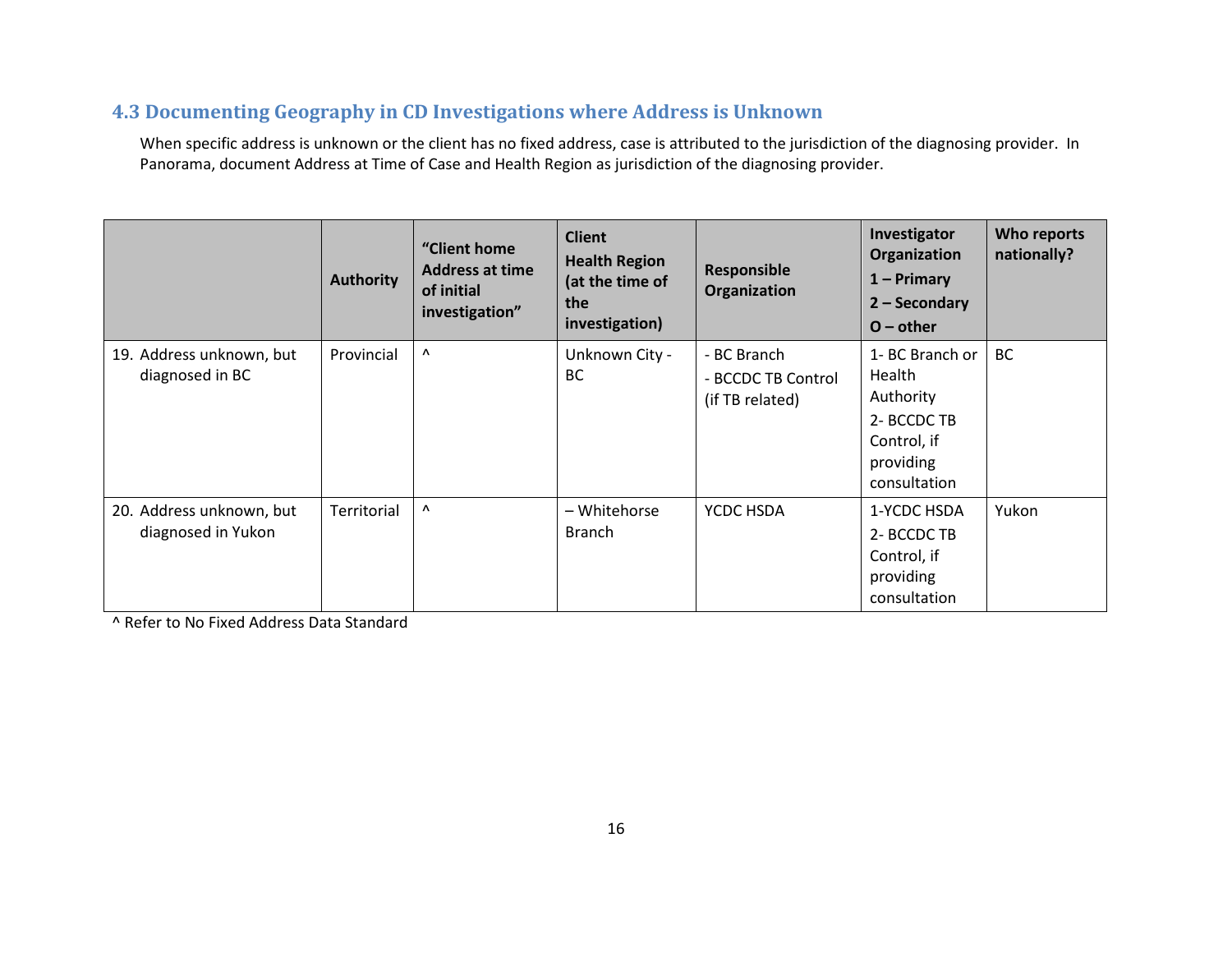## 4.3 Documenting Geography in CD Investigations where Address is Unknown

When specific address is unknown or the client has no fixed address, case is attributed to the jurisdiction of the diagnosing provider. In Panorama, document Address at Time of Case and Health Region as jurisdiction of the diagnosing provider.

| | **Authority** | **"Client home Address at time of initial investigation"** | **Client Health Region (at the time of the investigation)** | **Responsible Organization** | **Investigator Organization 1 – Primary 2 – Secondary O – other** | **Who reports nationally?** |
|---|---|---|---|---|---|---|
| 19. Address unknown, but diagnosed in BC | Provincial | ^ | Unknown City - BC | - BC Branch<br>- BCCDC TB Control (if TB related) | 1- BC Branch or Health Authority<br>2- BCCDC TB Control, if providing consultation | BC |
| 20. Address unknown, but diagnosed in Yukon | Territorial | ^ | – Whitehorse Branch | YCDC HSDA | 1-YCDC HSDA<br>2- BCCDC TB Control, if providing consultation | Yukon |

^ Refer to No Fixed Address Data Standard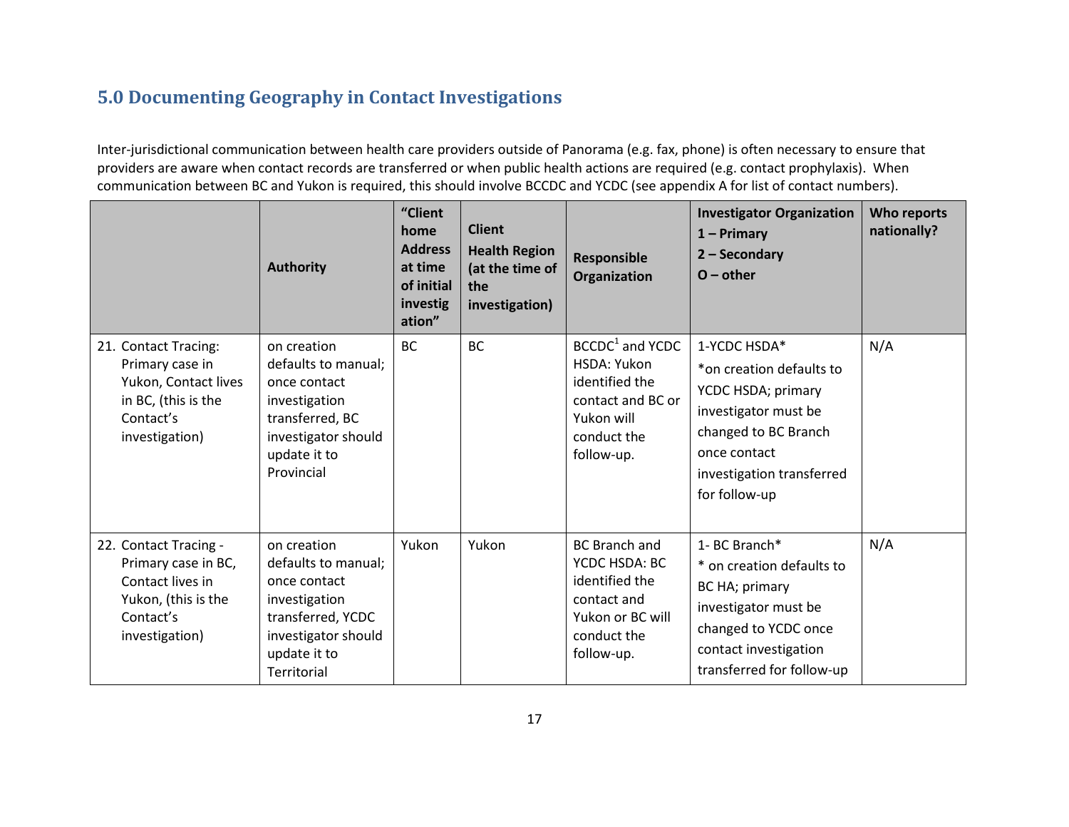## 5.0 Documenting Geography in Contact Investigations

Inter-jurisdictional communication between health care providers outside of Panorama (e.g. fax, phone) is often necessary to ensure that providers are aware when contact records are transferred or when public health actions are required (e.g. contact prophylaxis). When communication between BC and Yukon is required, this should involve BCCDC and YCDC (see appendix A for list of contact numbers).

| | Authority | "Client home Address at time of initial investigation" | Client Health Region (at the time of the investigation) | Responsible Organization | Investigator Organization 1 – Primary 2 – Secondary O – other | Who reports nationally? |
|---|---|---|---|---|---|---|
| 21. Contact Tracing: Primary case in Yukon, Contact lives in BC, (this is the Contact's investigation) | on creation defaults to manual; once contact investigation transferred, BC investigator should update it to Provincial | BC | BC | BCCDC[1] and YCDC HSDA: Yukon identified the contact and BC or Yukon will conduct the follow-up. | 1-YCDC HSDA* *on creation defaults to YCDC HSDA; primary investigator must be changed to BC Branch once contact investigation transferred for follow-up | N/A |
| 22. Contact Tracing - Primary case in BC, Contact lives in Yukon, (this is the Contact's investigation) | on creation defaults to manual; once contact investigation transferred, YCDC investigator should update it to Territorial | Yukon | Yukon | BC Branch and YCDC HSDA: BC identified the contact and Yukon or BC will conduct the follow-up. | 1- BC Branch* * on creation defaults to BC HA; primary investigator must be changed to YCDC once contact investigation transferred for follow-up | N/A |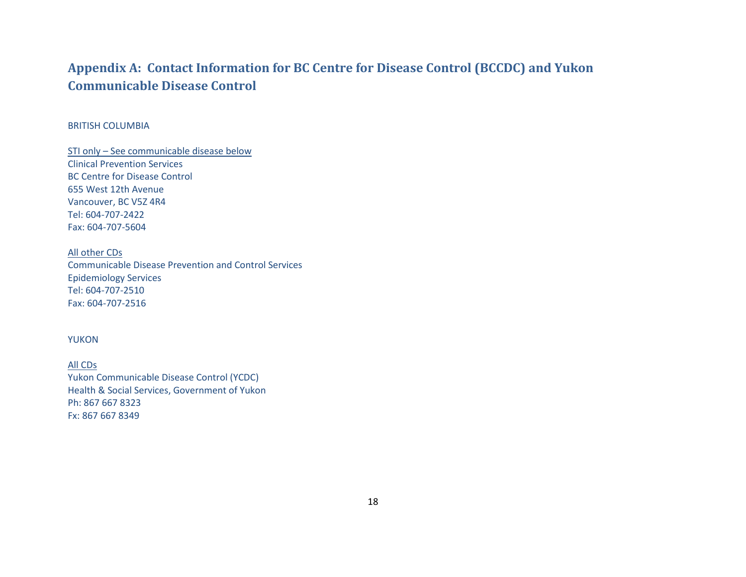## Appendix A: Contact Information for BC Centre for Disease Control (BCCDC) and Yukon Communicable Disease Control

BRITISH COLUMBIA

STI only – See communicable disease below
Clinical Prevention Services
BC Centre for Disease Control
655 West 12th Avenue
Vancouver, BC V5Z 4R4
Tel: 604-707-2422
Fax: 604-707-5604

All other CDs
Communicable Disease Prevention and Control Services
Epidemiology Services
Tel: 604-707-2510
Fax: 604-707-2516

YUKON

All CDs
Yukon Communicable Disease Control (YCDC)
Health & Social Services, Government of Yukon
Ph: 867 667 8323
Fx: 867 667 8349